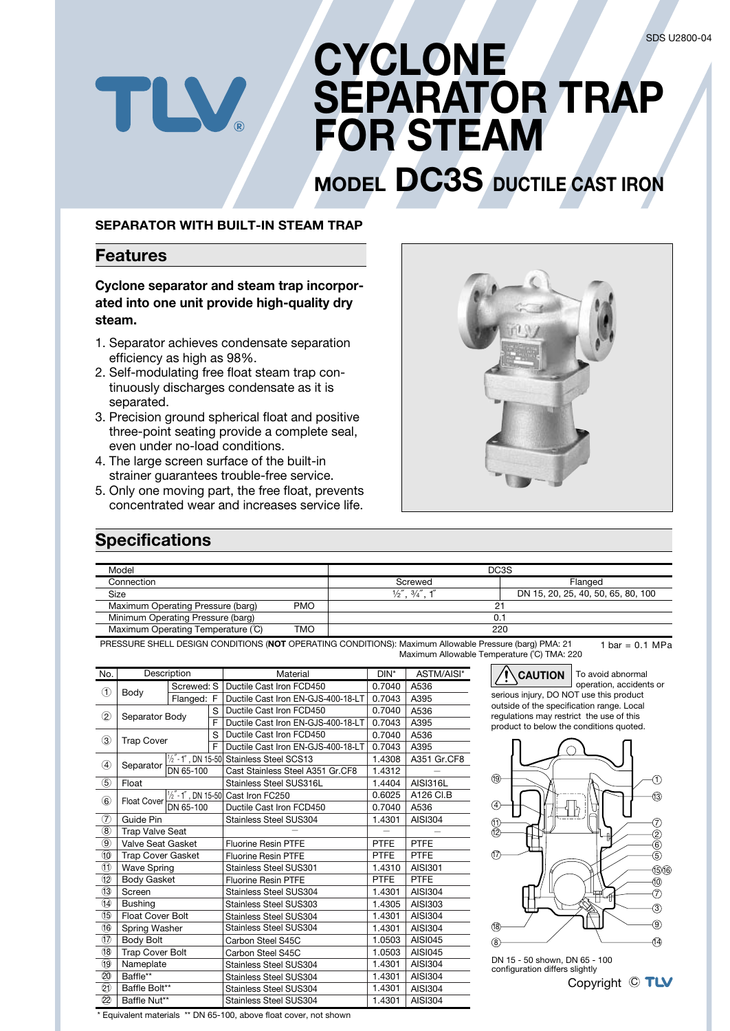# CYCLONE SEPARATOR TRAP FOR STEAM

## MODEL DC3S DUCTILE CAST IRON

SDS U2800-04

**SEPARATOR WITH BUILT-IN STEAM TRAP**

## Features

**Cyclone separator and steam trap incorporated into one unit provide high-quality dry steam.**

1. Separator achieves condensate separation efficiency as high as 98%.
2. Self-modulating free float steam trap continuously discharges condensate as it is separated.
3. Precision ground spherical float and positive three-point seating provide a complete seal, even under no-load conditions.
4. The large screen surface of the built-in strainer guarantees trouble-free service.
5. Only one moving part, the free float, prevents concentrated wear and increases service life.

## Specifications

| Model | | DC3S | |
|---|---|---|---|
| Connection | | Screwed | Flanged |
| Size | | ½″, ¾″, 1″ | DN 15, 20, 25, 40, 50, 65, 80, 100 |
| Maximum Operating Pressure (barg) | PMO | 21 | |
| Minimum Operating Pressure (barg) | | 0.1 | |
| Maximum Operating Temperature (°C) | TMO | 220 | |

PRESSURE SHELL DESIGN CONDITIONS (**NOT** OPERATING CONDITIONS): Maximum Allowable Pressure (barg) PMA: 21
Maximum Allowable Temperature (°C) TMA: 220

1 bar = 0.1 MPa

| No. | Description | | | Material | DIN* | ASTM/AISI* |
|---|---|---|---|---|---|---|
| ① | Body | Screwed: S | | Ductile Cast Iron FCD450 | 0.7040 | A536 |
| | | Flanged: F | | Ductile Cast Iron EN-GJS-400-18-LT | 0.7043 | A395 |
| ② | Separator Body | | S | Ductile Cast Iron FCD450 | 0.7040 | A536 |
| | | | F | Ductile Cast Iron EN-GJS-400-18-LT | 0.7043 | A395 |
| ③ | Trap Cover | | S | Ductile Cast Iron FCD450 | 0.7040 | A536 |
| | | | F | Ductile Cast Iron EN-GJS-400-18-LT | 0.7043 | A395 |
| ④ | Separator | ½″ - 1″, DN 15-50 | | Stainless Steel SCS13 | 1.4308 | A351 Gr.CF8 |
| | | DN 65-100 | | Cast Stainless Steel A351 Gr.CF8 | 1.4312 | — |
| ⑤ | Float | | | Stainless Steel SUS316L | 1.4404 | AISI316L |
| ⑥ | Float Cover | ½″ - 1″, DN 15-50 | | Cast Iron FC250 | 0.6025 | A126 Cl.B |
| | | DN 65-100 | | Ductile Cast Iron FCD450 | 0.7040 | A536 |
| ⑦ | Guide Pin | | | Stainless Steel SUS304 | 1.4301 | AISI304 |
| ⑧ | Trap Valve Seat | | | — | — | — |
| ⑨ | Valve Seat Gasket | | | Fluorine Resin PTFE | PTFE | PTFE |
| ⑩ | Trap Cover Gasket | | | Fluorine Resin PTFE | PTFE | PTFE |
| ⑪ | Wave Spring | | | Stainless Steel SUS301 | 1.4310 | AISI301 |
| ⑫ | Body Gasket | | | Fluorine Resin PTFE | PTFE | PTFE |
| ⑬ | Screen | | | Stainless Steel SUS304 | 1.4301 | AISI304 |
| ⑭ | Bushing | | | Stainless Steel SUS303 | 1.4305 | AISI303 |
| ⑮ | Float Cover Bolt | | | Stainless Steel SUS304 | 1.4301 | AISI304 |
| ⑯ | Spring Washer | | | Stainless Steel SUS304 | 1.4301 | AISI304 |
| ⑰ | Body Bolt | | | Carbon Steel S45C | 1.0503 | AISI045 |
| ⑱ | Trap Cover Bolt | | | Carbon Steel S45C | 1.0503 | AISI045 |
| ⑲ | Nameplate | | | Stainless Steel SUS304 | 1.4301 | AISI304 |
| ⑳ | Baffle** | | | Stainless Steel SUS304 | 1.4301 | AISI304 |
| ㉑ | Baffle Bolt** | | | Stainless Steel SUS304 | 1.4301 | AISI304 |
| ㉒ | Baffle Nut** | | | Stainless Steel SUS304 | 1.4301 | AISI304 |

\* Equivalent materials ** DN 65-100, above float cover, not shown

**⚠ CAUTION** To avoid abnormal operation, accidents or serious injury, DO NOT use this product outside of the specification range. Local regulations may restrict the use of this product to below the conditions quoted.

DN 15 - 50 shown, DN 65 - 100 configuration differs slightly

Copyright © TLV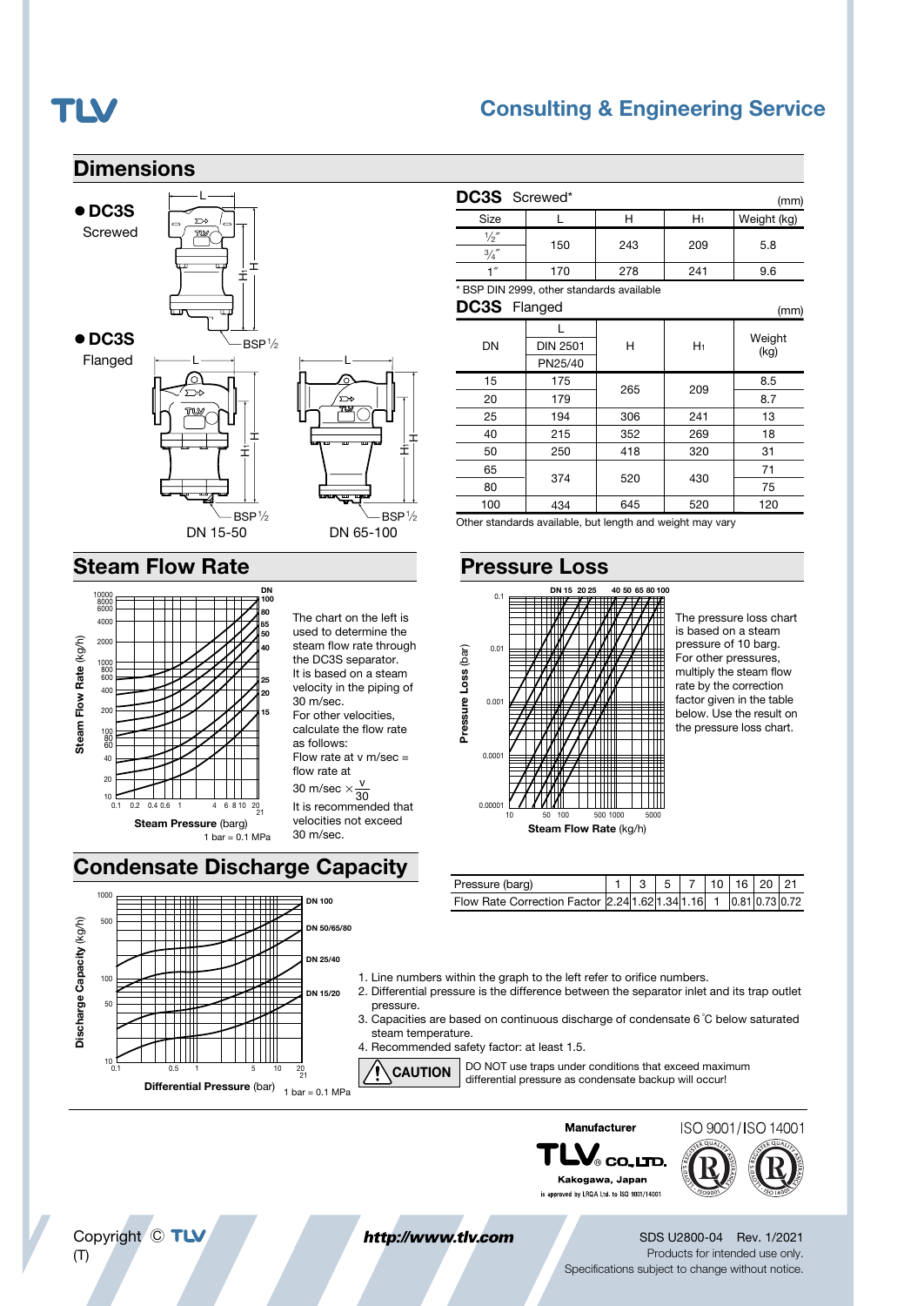# Consulting & Engineering Service

## Dimensions

● **DC3S** Screwed

L, H, H1, BSP½

● **DC3S** Flanged

L, H, H1, BSP½

DN 15-50

L, H, H1, BSP½

DN 65-100

**DC3S** Screwed* (mm)

| Size | L | H | H1 | Weight (kg) |
|---|---|---|---|---|
| ½″ | 150 | 243 | 209 | 5.8 |
| ¾″ | | | | |
| 1″ | 170 | 278 | 241 | 9.6 |

\* BSP DIN 2999, other standards available

**DC3S** Flanged (mm)

| DN | L | H | H1 | Weight (kg) |
|---|---|---|---|---|
| | DIN 2501 PN25/40 | | | |
| 15 | 175 | 265 | 209 | 8.5 |
| 20 | 179 | | | 8.7 |
| 25 | 194 | 306 | 241 | 13 |
| 40 | 215 | 352 | 269 | 18 |
| 50 | 250 | 418 | 320 | 31 |
| 65 | 374 | 520 | 430 | 71 |
| 80 | | | | 75 |
| 100 | 434 | 645 | 520 | 120 |

Other standards available, but length and weight may vary

## Steam Flow Rate

Steam Flow Rate (kg/h)

10000 8000 6000 4000 2000 1000 800 600 400 200 100 80 60 40 20 10

DN 100 80 65 50 40 25 20 15

0.1 0.2 0.4 0.6 1 4 6 8 10 20 21

Steam Pressure (barg)

1 bar = 0.1 MPa

The chart on the left is used to determine the steam flow rate through the DC3S separator. It is based on a steam velocity in the piping of 30 m/sec.

For other velocities, calculate the flow rate as follows:

Flow rate at v m/sec = flow rate at 30 m/sec $\times \frac{v}{30}$

It is recommended that velocities not exceed 30 m/sec.

## Pressure Loss

Pressure Loss (bar)

0.1 0.01 0.001 0.0001 0.00001

DN 15 20 25 40 50 65 80 100

10 50 100 500 1000 5000

Steam Flow Rate (kg/h)

The pressure loss chart is based on a steam pressure of 10 barg. For other pressures, multiply the steam flow rate by the correction factor given in the table below. Use the result on the pressure loss chart.

| Pressure (barg) | 1 | 3 | 5 | 7 | 10 | 16 | 20 | 21 |
|---|---|---|---|---|---|---|---|---|
| Flow Rate Correction Factor | 2.24 | 1.62 | 1.34 | 1.16 | 1 | 0.81 | 0.73 | 0.72 |

## Condensate Discharge Capacity

Discharge Capacity (kg/h)

1000 500 100 50 10

DN 100

DN 50/65/80

DN 25/40

DN 15/20

0.1 0.5 1 5 10 20 21

Differential Pressure (bar)

1 bar = 0.1 MPa

1. Line numbers within the graph to the left refer to orifice numbers.
2. Differential pressure is the difference between the separator inlet and its trap outlet pressure.
3. Capacities are based on continuous discharge of condensate 6 °C below saturated steam temperature.
4. Recommended safety factor: at least 1.5.

**CAUTION** DO NOT use traps under conditions that exceed maximum differential pressure as condensate backup will occur!

Manufacturer

TLV CO., LTD.

Kakogawa, Japan

is approved by LRQA Ltd. to ISO 9001/14001

ISO 9001/ISO 14001

Copyright © TLV (T)

http://www.tlv.com

SDS U2800-04 Rev. 1/2021

Products for intended use only.

Specifications subject to change without notice.